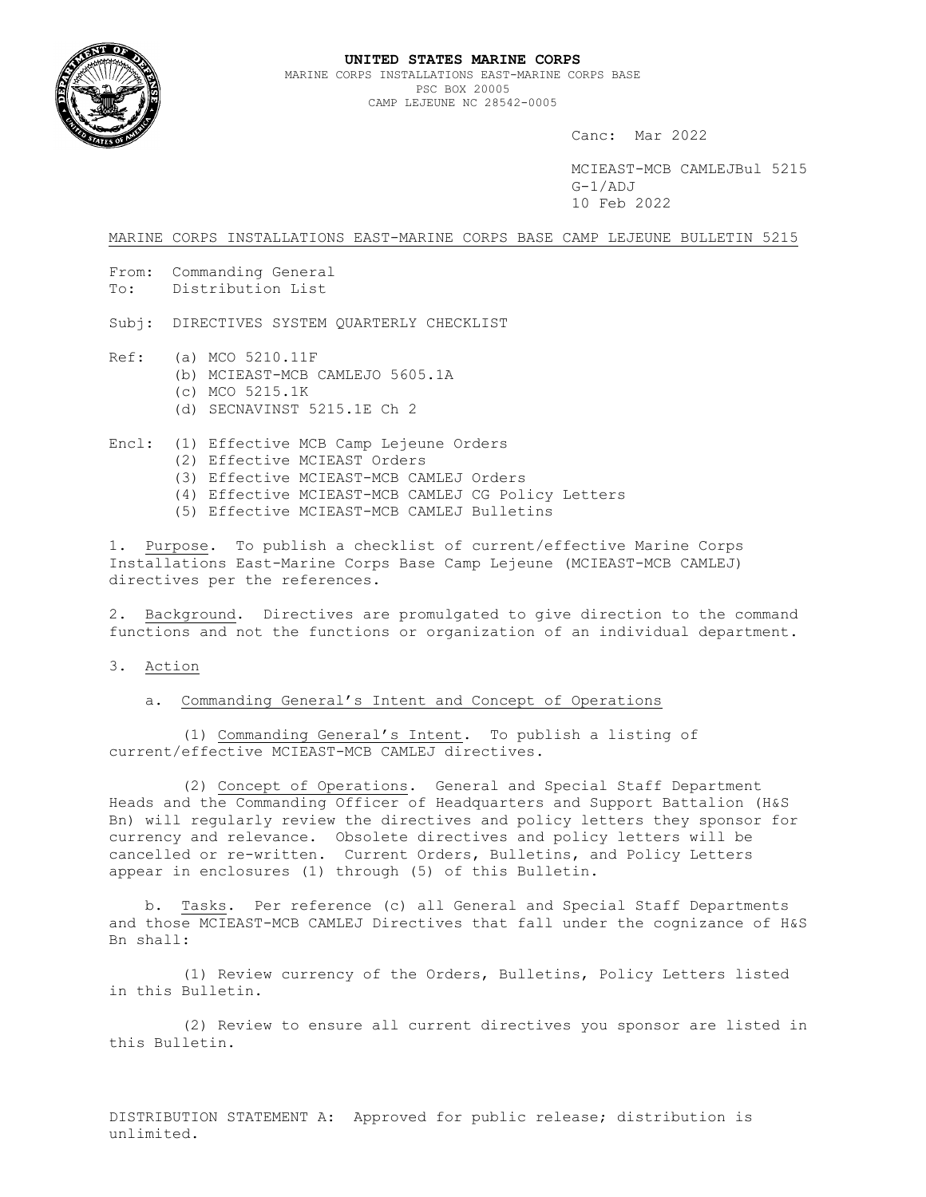**UNITED STATES MARINE CORPS**
MARINE CORPS INSTALLATIONS EAST-MARINE CORPS BASE
PSC BOX 20005
CAMP LEJEUNE NC 28542-0005

Canc: Mar 2022

MCIEAST-MCB CAMLEJBul 5215
G-1/ADJ
10 Feb 2022

MARINE CORPS INSTALLATIONS EAST-MARINE CORPS BASE CAMP LEJEUNE BULLETIN 5215

From: Commanding General
To: Distribution List

Subj: DIRECTIVES SYSTEM QUARTERLY CHECKLIST

Ref: (a) MCO 5210.11F
(b) MCIEAST-MCB CAMLEJO 5605.1A
(c) MCO 5215.1K
(d) SECNAVINST 5215.1E Ch 2

Encl: (1) Effective MCB Camp Lejeune Orders
(2) Effective MCIEAST Orders
(3) Effective MCIEAST-MCB CAMLEJ Orders
(4) Effective MCIEAST-MCB CAMLEJ CG Policy Letters
(5) Effective MCIEAST-MCB CAMLEJ Bulletins

1. Purpose. To publish a checklist of current/effective Marine Corps Installations East-Marine Corps Base Camp Lejeune (MCIEAST-MCB CAMLEJ) directives per the references.

2. Background. Directives are promulgated to give direction to the command functions and not the functions or organization of an individual department.

3. Action

a. Commanding General's Intent and Concept of Operations

(1) Commanding General's Intent. To publish a listing of current/effective MCIEAST-MCB CAMLEJ directives.

(2) Concept of Operations. General and Special Staff Department Heads and the Commanding Officer of Headquarters and Support Battalion (H&S Bn) will regularly review the directives and policy letters they sponsor for currency and relevance. Obsolete directives and policy letters will be cancelled or re-written. Current Orders, Bulletins, and Policy Letters appear in enclosures (1) through (5) of this Bulletin.

b. Tasks. Per reference (c) all General and Special Staff Departments and those MCIEAST-MCB CAMLEJ Directives that fall under the cognizance of H&S Bn shall:

(1) Review currency of the Orders, Bulletins, Policy Letters listed in this Bulletin.

(2) Review to ensure all current directives you sponsor are listed in this Bulletin.

DISTRIBUTION STATEMENT A: Approved for public release; distribution is unlimited.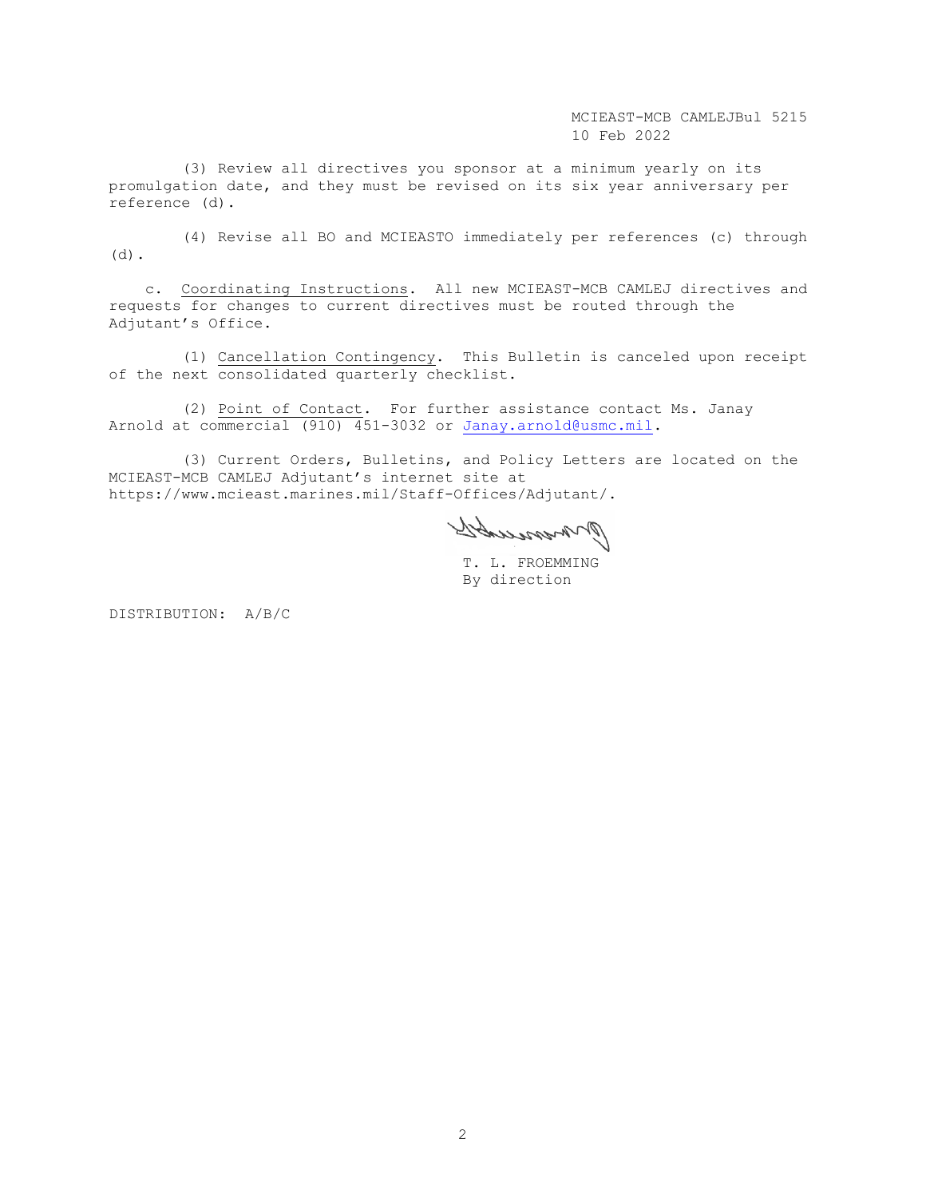(3) Review all directives you sponsor at a minimum yearly on its promulgation date, and they must be revised on its six year anniversary per reference (d).

(4) Revise all BO and MCIEASTO immediately per references (c) through (d).

c. Coordinating Instructions. All new MCIEAST-MCB CAMLEJ directives and requests for changes to current directives must be routed through the Adjutant's Office.

(1) Cancellation Contingency. This Bulletin is canceled upon receipt of the next consolidated quarterly checklist.

(2) Point of Contact. For further assistance contact Ms. Janay Arnold at commercial (910) 451-3032 or Janay.arnold@usmc.mil.

(3) Current Orders, Bulletins, and Policy Letters are located on the MCIEAST-MCB CAMLEJ Adjutant's internet site at https://www.mcieast.marines.mil/Staff-Offices/Adjutant/.

T. L. FROEMMING
By direction

DISTRIBUTION: A/B/C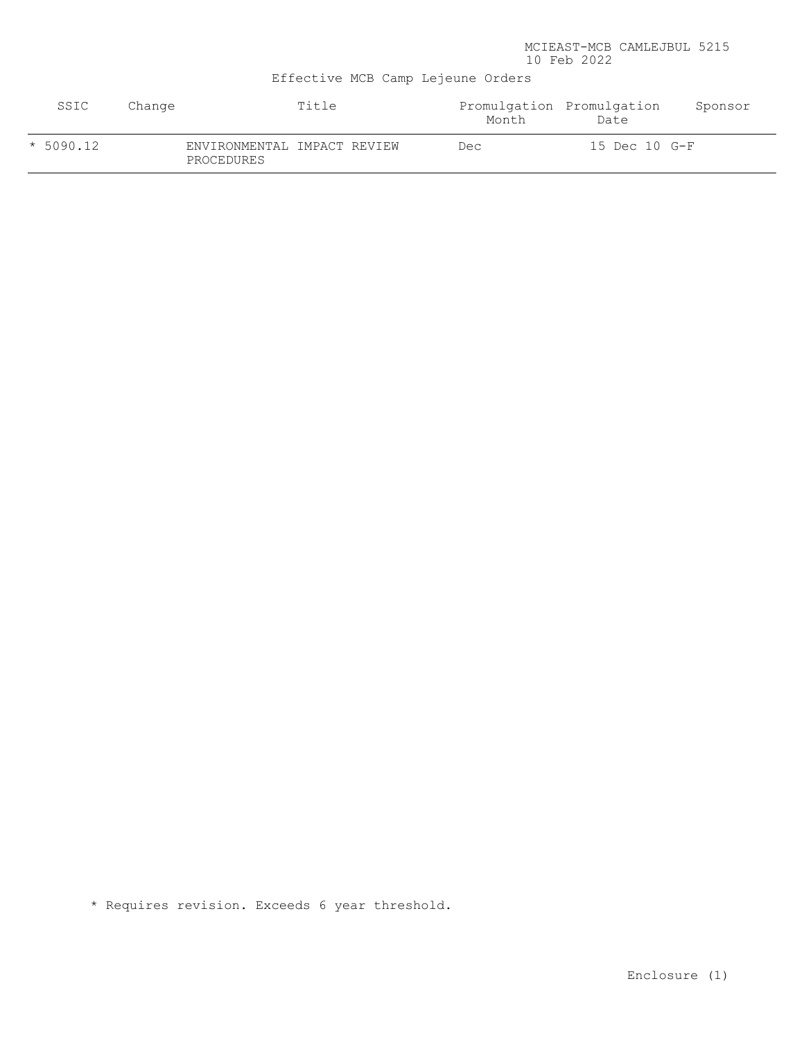MCIEAST-MCB CAMLEJBUL 5215
10 Feb 2022

Effective MCB Camp Lejeune Orders

| SSIC | Change | Title | Promulgation Month | Promulgation Date | Sponsor |
|---|---|---|---|---|---|
| * 5090.12 | | ENVIRONMENTAL IMPACT REVIEW PROCEDURES | Dec | 15 Dec 10 | G-F |

* Requires revision. Exceeds 6 year threshold.

Enclosure (1)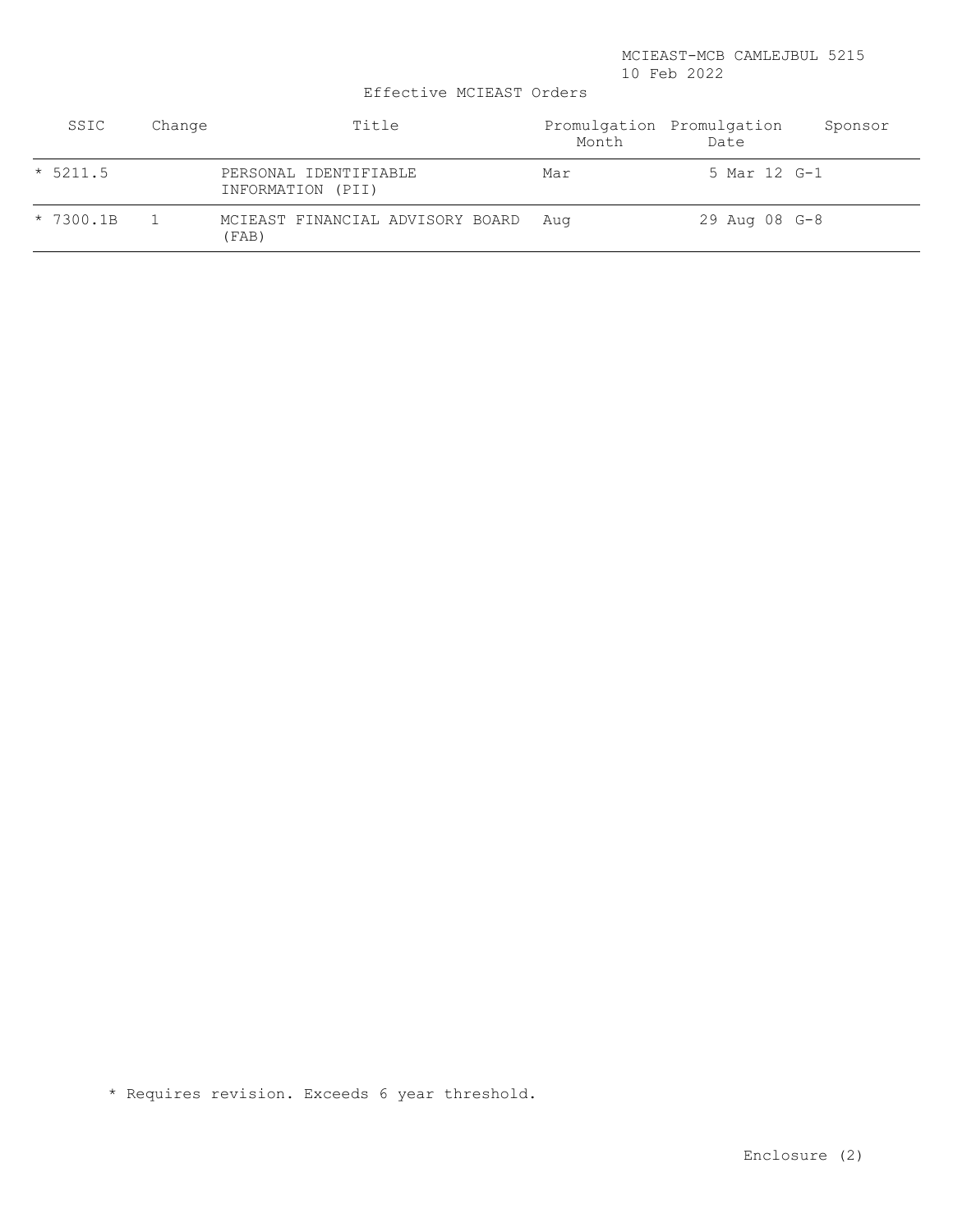Effective MCIEAST Orders

| SSIC | Change | Title | Promulgation Month | Promulgation Date | Sponsor |
|---|---|---|---|---|---|
| * 5211.5 | | PERSONAL IDENTIFIABLE INFORMATION (PII) | Mar | 5 Mar 12 | G-1 |
| * 7300.1B | 1 | MCIEAST FINANCIAL ADVISORY BOARD (FAB) | Aug | 29 Aug 08 | G-8 |

* Requires revision. Exceeds 6 year threshold.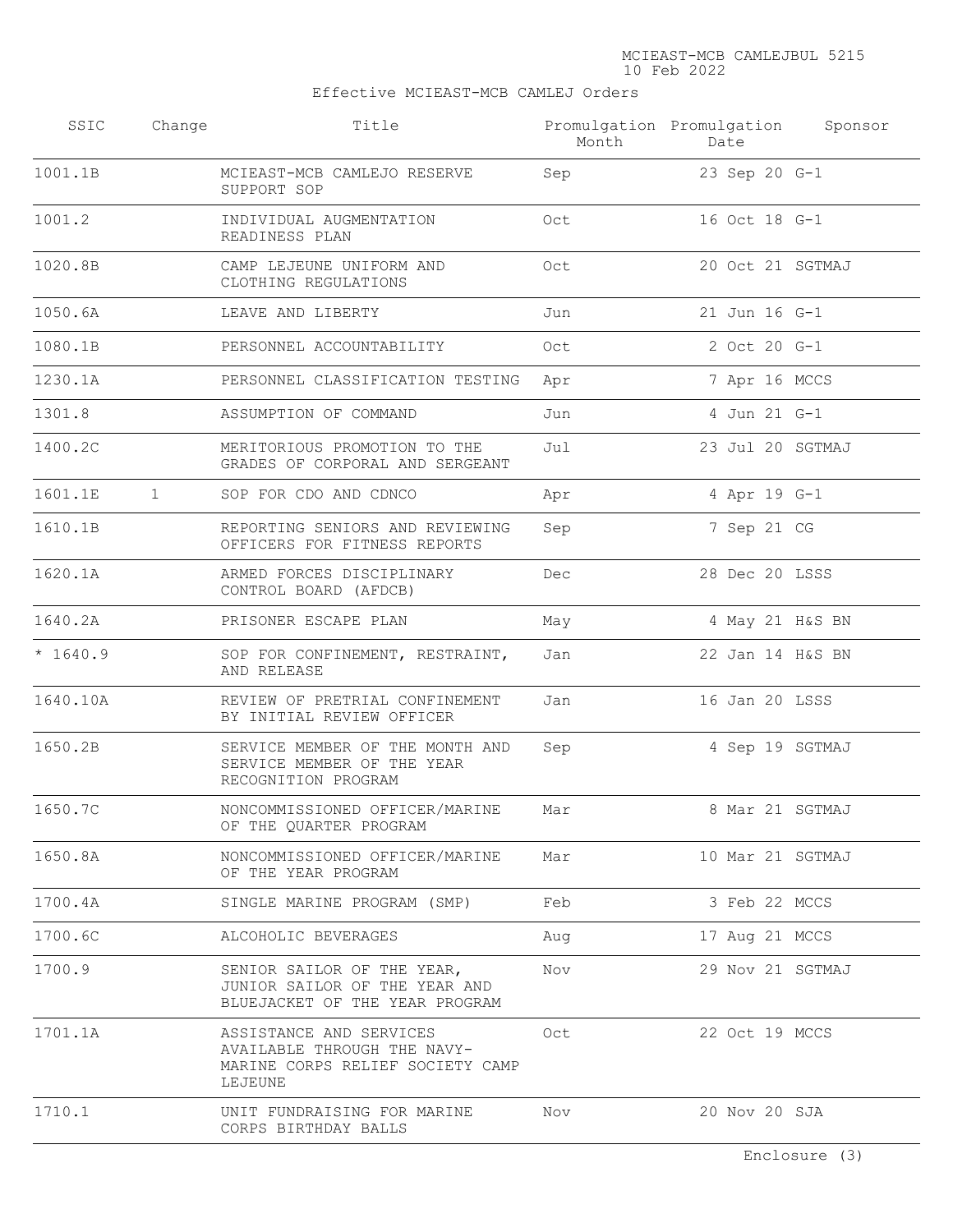Effective MCIEAST-MCB CAMLEJ Orders

| SSIC | Change | Title | Promulgation Month | Promulgation Date | Sponsor |
|---|---|---|---|---|---|
| 1001.1B | | MCIEAST-MCB CAMLEJO RESERVE SUPPORT SOP | Sep | 23 Sep 20 | G-1 |
| 1001.2 | | INDIVIDUAL AUGMENTATION READINESS PLAN | Oct | 16 Oct 18 | G-1 |
| 1020.8B | | CAMP LEJEUNE UNIFORM AND CLOTHING REGULATIONS | Oct | 20 Oct 21 | SGTMAJ |
| 1050.6A | | LEAVE AND LIBERTY | Jun | 21 Jun 16 | G-1 |
| 1080.1B | | PERSONNEL ACCOUNTABILITY | Oct | 2 Oct 20 | G-1 |
| 1230.1A | | PERSONNEL CLASSIFICATION TESTING | Apr | 7 Apr 16 | MCCS |
| 1301.8 | | ASSUMPTION OF COMMAND | Jun | 4 Jun 21 | G-1 |
| 1400.2C | | MERITORIOUS PROMOTION TO THE GRADES OF CORPORAL AND SERGEANT | Jul | 23 Jul 20 | SGTMAJ |
| 1601.1E | 1 | SOP FOR CDO AND CDNCO | Apr | 4 Apr 19 | G-1 |
| 1610.1B | | REPORTING SENIORS AND REVIEWING OFFICERS FOR FITNESS REPORTS | Sep | 7 Sep 21 | CG |
| 1620.1A | | ARMED FORCES DISCIPLINARY CONTROL BOARD (AFDCB) | Dec | 28 Dec 20 | LSSS |
| 1640.2A | | PRISONER ESCAPE PLAN | May | 4 May 21 | H&S BN |
| * 1640.9 | | SOP FOR CONFINEMENT, RESTRAINT, AND RELEASE | Jan | 22 Jan 14 | H&S BN |
| 1640.10A | | REVIEW OF PRETRIAL CONFINEMENT BY INITIAL REVIEW OFFICER | Jan | 16 Jan 20 | LSSS |
| 1650.2B | | SERVICE MEMBER OF THE MONTH AND SERVICE MEMBER OF THE YEAR RECOGNITION PROGRAM | Sep | 4 Sep 19 | SGTMAJ |
| 1650.7C | | NONCOMMISSIONED OFFICER/MARINE OF THE QUARTER PROGRAM | Mar | 8 Mar 21 | SGTMAJ |
| 1650.8A | | NONCOMMISSIONED OFFICER/MARINE OF THE YEAR PROGRAM | Mar | 10 Mar 21 | SGTMAJ |
| 1700.4A | | SINGLE MARINE PROGRAM (SMP) | Feb | 3 Feb 22 | MCCS |
| 1700.6C | | ALCOHOLIC BEVERAGES | Aug | 17 Aug 21 | MCCS |
| 1700.9 | | SENIOR SAILOR OF THE YEAR, JUNIOR SAILOR OF THE YEAR AND BLUEJACKET OF THE YEAR PROGRAM | Nov | 29 Nov 21 | SGTMAJ |
| 1701.1A | | ASSISTANCE AND SERVICES AVAILABLE THROUGH THE NAVY-MARINE CORPS RELIEF SOCIETY CAMP LEJEUNE | Oct | 22 Oct 19 | MCCS |
| 1710.1 | | UNIT FUNDRAISING FOR MARINE CORPS BIRTHDAY BALLS | Nov | 20 Nov 20 | SJA |

Enclosure (3)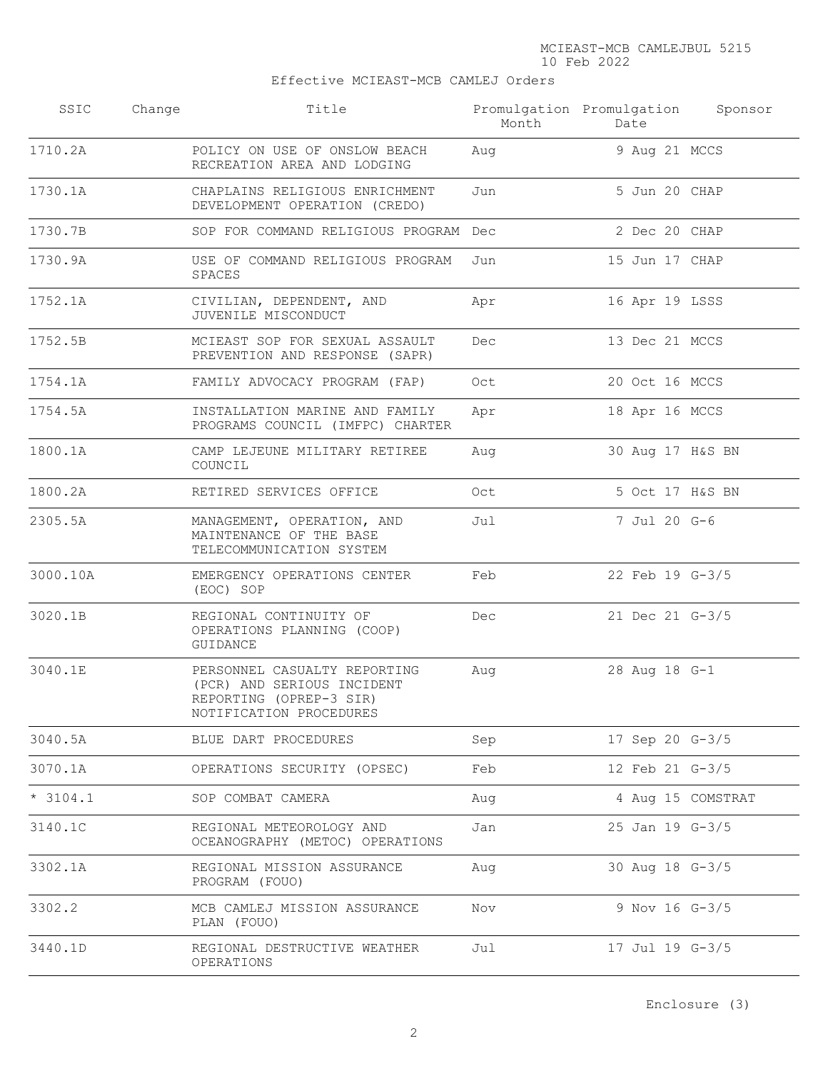Effective MCIEAST-MCB CAMLEJ Orders

| SSIC | Change | Title | Promulgation Month | Promulgation Date | Sponsor |
|---|---|---|---|---|---|
| 1710.2A | | POLICY ON USE OF ONSLOW BEACH RECREATION AREA AND LODGING | Aug | 9 Aug 21 | MCCS |
| 1730.1A | | CHAPLAINS RELIGIOUS ENRICHMENT DEVELOPMENT OPERATION (CREDO) | Jun | 5 Jun 20 | CHAP |
| 1730.7B | | SOP FOR COMMAND RELIGIOUS PROGRAM | Dec | 2 Dec 20 | CHAP |
| 1730.9A | | USE OF COMMAND RELIGIOUS PROGRAM SPACES | Jun | 15 Jun 17 | CHAP |
| 1752.1A | | CIVILIAN, DEPENDENT, AND JUVENILE MISCONDUCT | Apr | 16 Apr 19 | LSSS |
| 1752.5B | | MCIEAST SOP FOR SEXUAL ASSAULT PREVENTION AND RESPONSE (SAPR) | Dec | 13 Dec 21 | MCCS |
| 1754.1A | | FAMILY ADVOCACY PROGRAM (FAP) | Oct | 20 Oct 16 | MCCS |
| 1754.5A | | INSTALLATION MARINE AND FAMILY PROGRAMS COUNCIL (IMFPC) CHARTER | Apr | 18 Apr 16 | MCCS |
| 1800.1A | | CAMP LEJEUNE MILITARY RETIREE COUNCIL | Aug | 30 Aug 17 | H&S BN |
| 1800.2A | | RETIRED SERVICES OFFICE | Oct | 5 Oct 17 | H&S BN |
| 2305.5A | | MANAGEMENT, OPERATION, AND MAINTENANCE OF THE BASE TELECOMMUNICATION SYSTEM | Jul | 7 Jul 20 | G-6 |
| 3000.10A | | EMERGENCY OPERATIONS CENTER (EOC) SOP | Feb | 22 Feb 19 | G-3/5 |
| 3020.1B | | REGIONAL CONTINUITY OF OPERATIONS PLANNING (COOP) GUIDANCE | Dec | 21 Dec 21 | G-3/5 |
| 3040.1E | | PERSONNEL CASUALTY REPORTING (PCR) AND SERIOUS INCIDENT REPORTING (OPREP-3 SIR) NOTIFICATION PROCEDURES | Aug | 28 Aug 18 | G-1 |
| 3040.5A | | BLUE DART PROCEDURES | Sep | 17 Sep 20 | G-3/5 |
| 3070.1A | | OPERATIONS SECURITY (OPSEC) | Feb | 12 Feb 21 | G-3/5 |
| * 3104.1 | | SOP COMBAT CAMERA | Aug | 4 Aug 15 | COMSTRAT |
| 3140.1C | | REGIONAL METEOROLOGY AND OCEANOGRAPHY (METOC) OPERATIONS | Jan | 25 Jan 19 | G-3/5 |
| 3302.1A | | REGIONAL MISSION ASSURANCE PROGRAM (FOUO) | Aug | 30 Aug 18 | G-3/5 |
| 3302.2 | | MCB CAMLEJ MISSION ASSURANCE PLAN (FOUO) | Nov | 9 Nov 16 | G-3/5 |
| 3440.1D | | REGIONAL DESTRUCTIVE WEATHER OPERATIONS | Jul | 17 Jul 19 | G-3/5 |

Enclosure (3)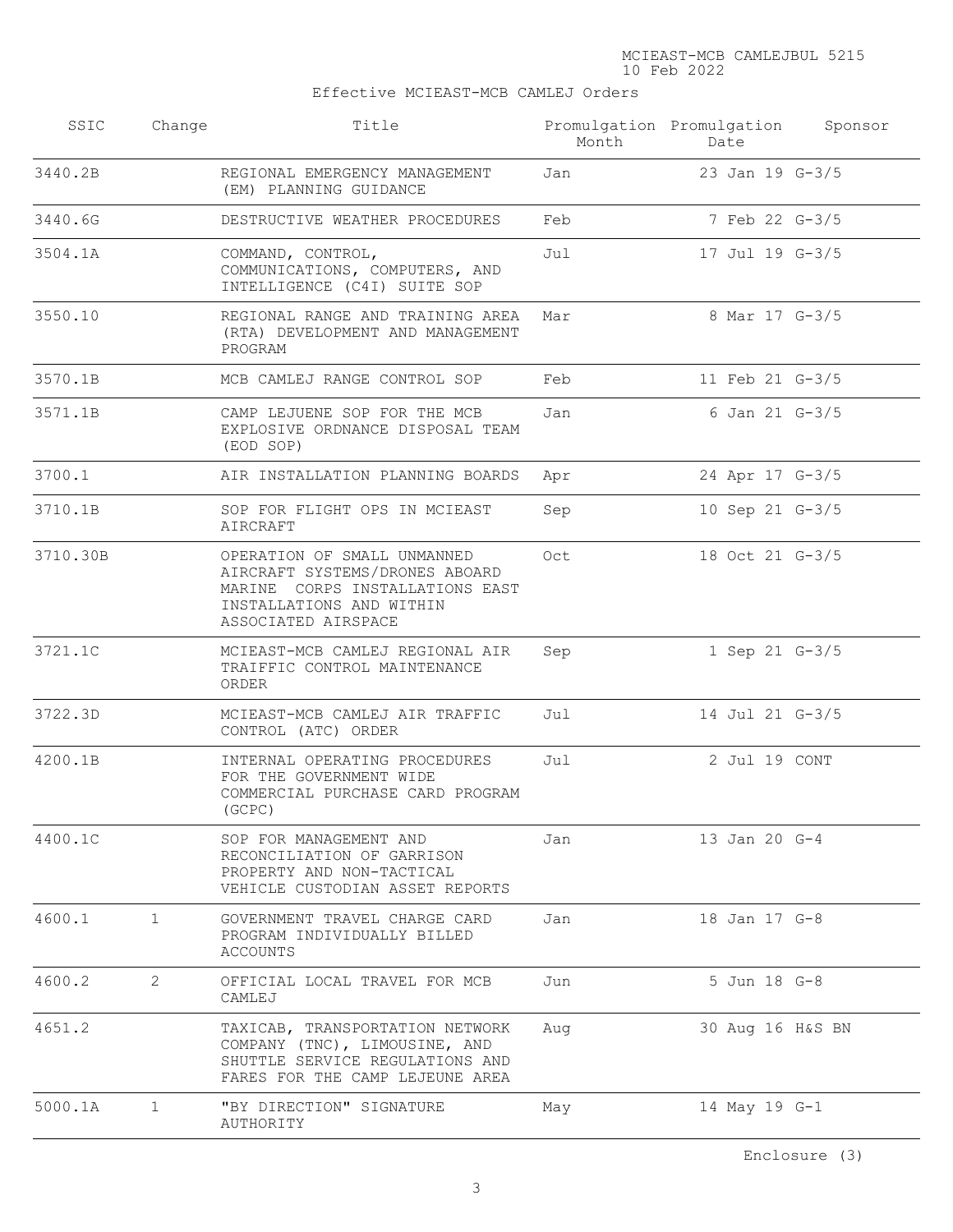MCIEAST-MCB CAMLEJBUL 5215
10 Feb 2022

Effective MCIEAST-MCB CAMLEJ Orders

| SSIC | Change | Title | Promulgation Month | Promulgation Date | Sponsor |
|---|---|---|---|---|---|
| 3440.2B | | REGIONAL EMERGENCY MANAGEMENT (EM) PLANNING GUIDANCE | Jan | 23 Jan 19 | G-3/5 |
| 3440.6G | | DESTRUCTIVE WEATHER PROCEDURES | Feb | 7 Feb 22 | G-3/5 |
| 3504.1A | | COMMAND, CONTROL, COMMUNICATIONS, COMPUTERS, AND INTELLIGENCE (C4I) SUITE SOP | Jul | 17 Jul 19 | G-3/5 |
| 3550.10 | | REGIONAL RANGE AND TRAINING AREA (RTA) DEVELOPMENT AND MANAGEMENT PROGRAM | Mar | 8 Mar 17 | G-3/5 |
| 3570.1B | | MCB CAMLEJ RANGE CONTROL SOP | Feb | 11 Feb 21 | G-3/5 |
| 3571.1B | | CAMP LEJUENE SOP FOR THE MCB EXPLOSIVE ORDNANCE DISPOSAL TEAM (EOD SOP) | Jan | 6 Jan 21 | G-3/5 |
| 3700.1 | | AIR INSTALLATION PLANNING BOARDS | Apr | 24 Apr 17 | G-3/5 |
| 3710.1B | | SOP FOR FLIGHT OPS IN MCIEAST AIRCRAFT | Sep | 10 Sep 21 | G-3/5 |
| 3710.30B | | OPERATION OF SMALL UNMANNED AIRCRAFT SYSTEMS/DRONES ABOARD MARINE CORPS INSTALLATIONS EAST INSTALLATIONS AND WITHIN ASSOCIATED AIRSPACE | Oct | 18 Oct 21 | G-3/5 |
| 3721.1C | | MCIEAST-MCB CAMLEJ REGIONAL AIR TRAIFFIC CONTROL MAINTENANCE ORDER | Sep | 1 Sep 21 | G-3/5 |
| 3722.3D | | MCIEAST-MCB CAMLEJ AIR TRAFFIC CONTROL (ATC) ORDER | Jul | 14 Jul 21 | G-3/5 |
| 4200.1B | | INTERNAL OPERATING PROCEDURES FOR THE GOVERNMENT WIDE COMMERCIAL PURCHASE CARD PROGRAM (GCPC) | Jul | 2 Jul 19 | CONT |
| 4400.1C | | SOP FOR MANAGEMENT AND RECONCILIATION OF GARRISON PROPERTY AND NON-TACTICAL VEHICLE CUSTODIAN ASSET REPORTS | Jan | 13 Jan 20 | G-4 |
| 4600.1 | 1 | GOVERNMENT TRAVEL CHARGE CARD PROGRAM INDIVIDUALLY BILLED ACCOUNTS | Jan | 18 Jan 17 | G-8 |
| 4600.2 | 2 | OFFICIAL LOCAL TRAVEL FOR MCB CAMLEJ | Jun | 5 Jun 18 | G-8 |
| 4651.2 | | TAXICAB, TRANSPORTATION NETWORK COMPANY (TNC), LIMOUSINE, AND SHUTTLE SERVICE REGULATIONS AND FARES FOR THE CAMP LEJEUNE AREA | Aug | 30 Aug 16 | H&S BN |
| 5000.1A | 1 | "BY DIRECTION" SIGNATURE AUTHORITY | May | 14 May 19 | G-1 |

Enclosure (3)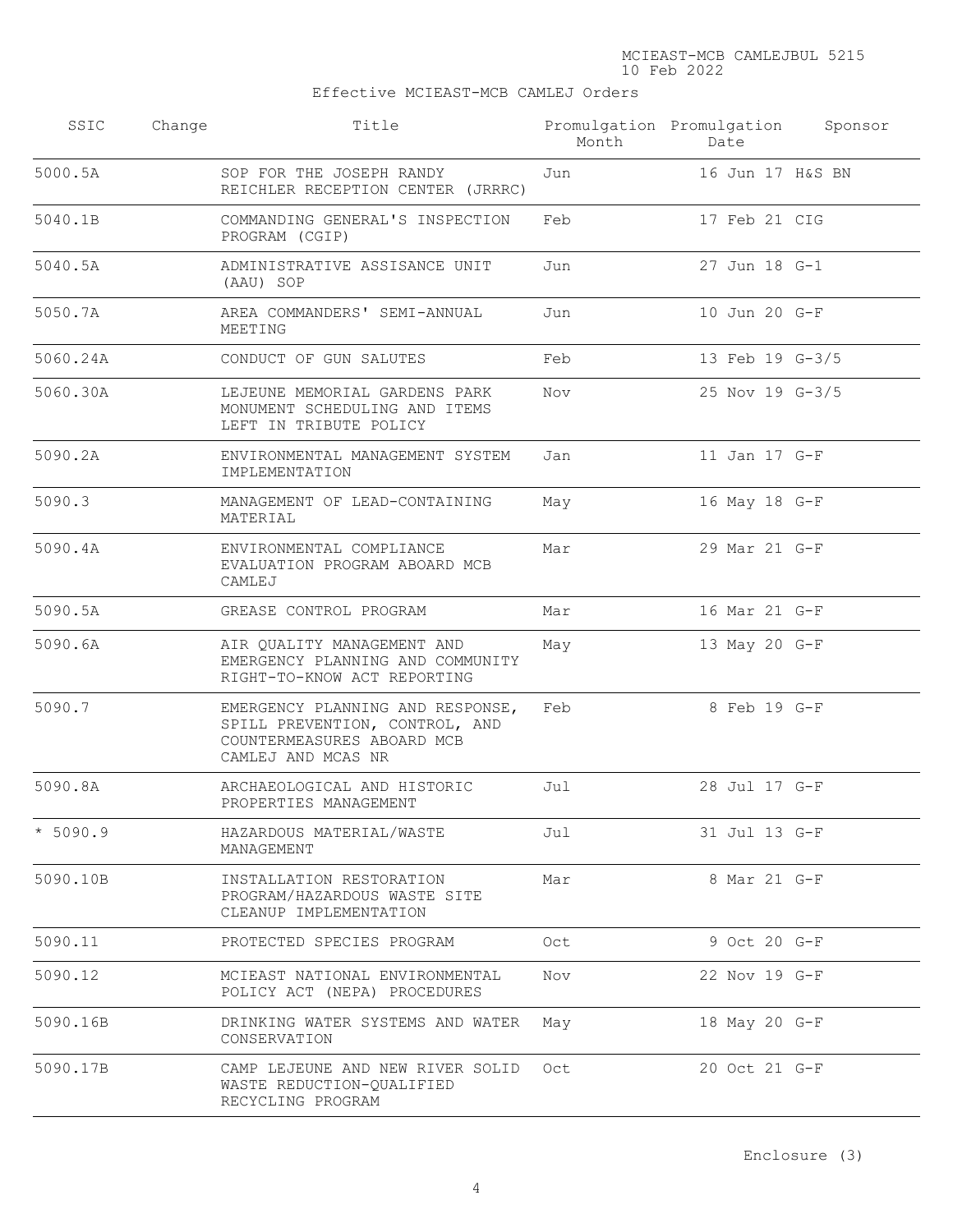Effective MCIEAST-MCB CAMLEJ Orders

| SSIC | Change | Title | Promulgation Month | Promulgation Date | Sponsor |
|---|---|---|---|---|---|
| 5000.5A | | SOP FOR THE JOSEPH RANDY REICHLER RECEPTION CENTER (JRRRC) | Jun | 16 Jun 17 | H&S BN |
| 5040.1B | | COMMANDING GENERAL'S INSPECTION PROGRAM (CGIP) | Feb | 17 Feb 21 | CIG |
| 5040.5A | | ADMINISTRATIVE ASSISANCE UNIT (AAU) SOP | Jun | 27 Jun 18 | G-1 |
| 5050.7A | | AREA COMMANDERS' SEMI-ANNUAL MEETING | Jun | 10 Jun 20 | G-F |
| 5060.24A | | CONDUCT OF GUN SALUTES | Feb | 13 Feb 19 | G-3/5 |
| 5060.30A | | LEJEUNE MEMORIAL GARDENS PARK MONUMENT SCHEDULING AND ITEMS LEFT IN TRIBUTE POLICY | Nov | 25 Nov 19 | G-3/5 |
| 5090.2A | | ENVIRONMENTAL MANAGEMENT SYSTEM IMPLEMENTATION | Jan | 11 Jan 17 | G-F |
| 5090.3 | | MANAGEMENT OF LEAD-CONTAINING MATERIAL | May | 16 May 18 | G-F |
| 5090.4A | | ENVIRONMENTAL COMPLIANCE EVALUATION PROGRAM ABOARD MCB CAMLEJ | Mar | 29 Mar 21 | G-F |
| 5090.5A | | GREASE CONTROL PROGRAM | Mar | 16 Mar 21 | G-F |
| 5090.6A | | AIR QUALITY MANAGEMENT AND EMERGENCY PLANNING AND COMMUNITY RIGHT-TO-KNOW ACT REPORTING | May | 13 May 20 | G-F |
| 5090.7 | | EMERGENCY PLANNING AND RESPONSE, SPILL PREVENTION, CONTROL, AND COUNTERMEASURES ABOARD MCB CAMLEJ AND MCAS NR | Feb | 8 Feb 19 | G-F |
| 5090.8A | | ARCHAEOLOGICAL AND HISTORIC PROPERTIES MANAGEMENT | Jul | 28 Jul 17 | G-F |
| * 5090.9 | | HAZARDOUS MATERIAL/WASTE MANAGEMENT | Jul | 31 Jul 13 | G-F |
| 5090.10B | | INSTALLATION RESTORATION PROGRAM/HAZARDOUS WASTE SITE CLEANUP IMPLEMENTATION | Mar | 8 Mar 21 | G-F |
| 5090.11 | | PROTECTED SPECIES PROGRAM | Oct | 9 Oct 20 | G-F |
| 5090.12 | | MCIEAST NATIONAL ENVIRONMENTAL POLICY ACT (NEPA) PROCEDURES | Nov | 22 Nov 19 | G-F |
| 5090.16B | | DRINKING WATER SYSTEMS AND WATER CONSERVATION | May | 18 May 20 | G-F |
| 5090.17B | | CAMP LEJEUNE AND NEW RIVER SOLID WASTE REDUCTION-QUALIFIED RECYCLING PROGRAM | Oct | 20 Oct 21 | G-F |

Enclosure (3)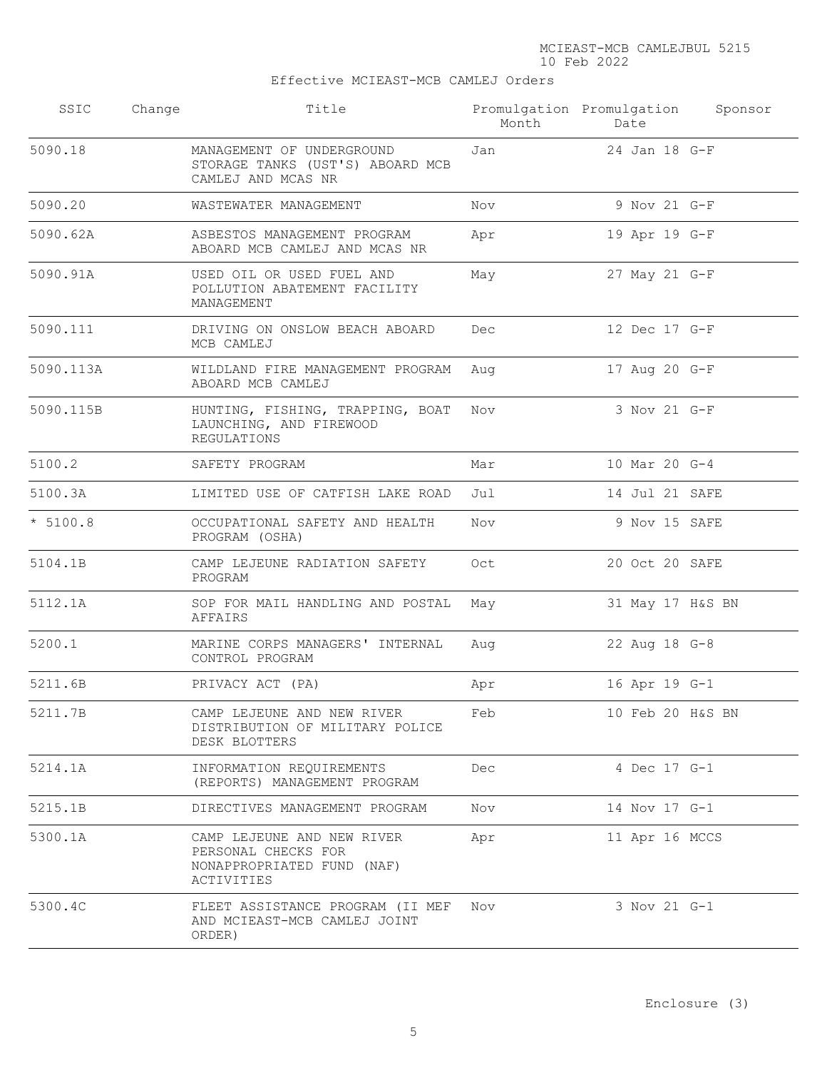Effective MCIEAST-MCB CAMLEJ Orders

| SSIC | Change | Title | Promulgation Month | Promulgation Date | Sponsor |
|---|---|---|---|---|---|
| 5090.18 | | MANAGEMENT OF UNDERGROUND STORAGE TANKS (UST'S) ABOARD MCB CAMLEJ AND MCAS NR | Jan | 24 Jan 18 | G-F |
| 5090.20 | | WASTEWATER MANAGEMENT | Nov | 9 Nov 21 | G-F |
| 5090.62A | | ASBESTOS MANAGEMENT PROGRAM ABOARD MCB CAMLEJ AND MCAS NR | Apr | 19 Apr 19 | G-F |
| 5090.91A | | USED OIL OR USED FUEL AND POLLUTION ABATEMENT FACILITY MANAGEMENT | May | 27 May 21 | G-F |
| 5090.111 | | DRIVING ON ONSLOW BEACH ABOARD MCB CAMLEJ | Dec | 12 Dec 17 | G-F |
| 5090.113A | | WILDLAND FIRE MANAGEMENT PROGRAM ABOARD MCB CAMLEJ | Aug | 17 Aug 20 | G-F |
| 5090.115B | | HUNTING, FISHING, TRAPPING, BOAT LAUNCHING, AND FIREWOOD REGULATIONS | Nov | 3 Nov 21 | G-F |
| 5100.2 | | SAFETY PROGRAM | Mar | 10 Mar 20 | G-4 |
| 5100.3A | | LIMITED USE OF CATFISH LAKE ROAD | Jul | 14 Jul 21 | SAFE |
| * 5100.8 | | OCCUPATIONAL SAFETY AND HEALTH PROGRAM (OSHA) | Nov | 9 Nov 15 | SAFE |
| 5104.1B | | CAMP LEJEUNE RADIATION SAFETY PROGRAM | Oct | 20 Oct 20 | SAFE |
| 5112.1A | | SOP FOR MAIL HANDLING AND POSTAL AFFAIRS | May | 31 May 17 | H&S BN |
| 5200.1 | | MARINE CORPS MANAGERS' INTERNAL CONTROL PROGRAM | Aug | 22 Aug 18 | G-8 |
| 5211.6B | | PRIVACY ACT (PA) | Apr | 16 Apr 19 | G-1 |
| 5211.7B | | CAMP LEJEUNE AND NEW RIVER DISTRIBUTION OF MILITARY POLICE DESK BLOTTERS | Feb | 10 Feb 20 | H&S BN |
| 5214.1A | | INFORMATION REQUIREMENTS (REPORTS) MANAGEMENT PROGRAM | Dec | 4 Dec 17 | G-1 |
| 5215.1B | | DIRECTIVES MANAGEMENT PROGRAM | Nov | 14 Nov 17 | G-1 |
| 5300.1A | | CAMP LEJEUNE AND NEW RIVER PERSONAL CHECKS FOR NONAPPROPRIATED FUND (NAF) ACTIVITIES | Apr | 11 Apr 16 | MCCS |
| 5300.4C | | FLEET ASSISTANCE PROGRAM (II MEF AND MCIEAST-MCB CAMLEJ JOINT ORDER) | Nov | 3 Nov 21 | G-1 |

Enclosure (3)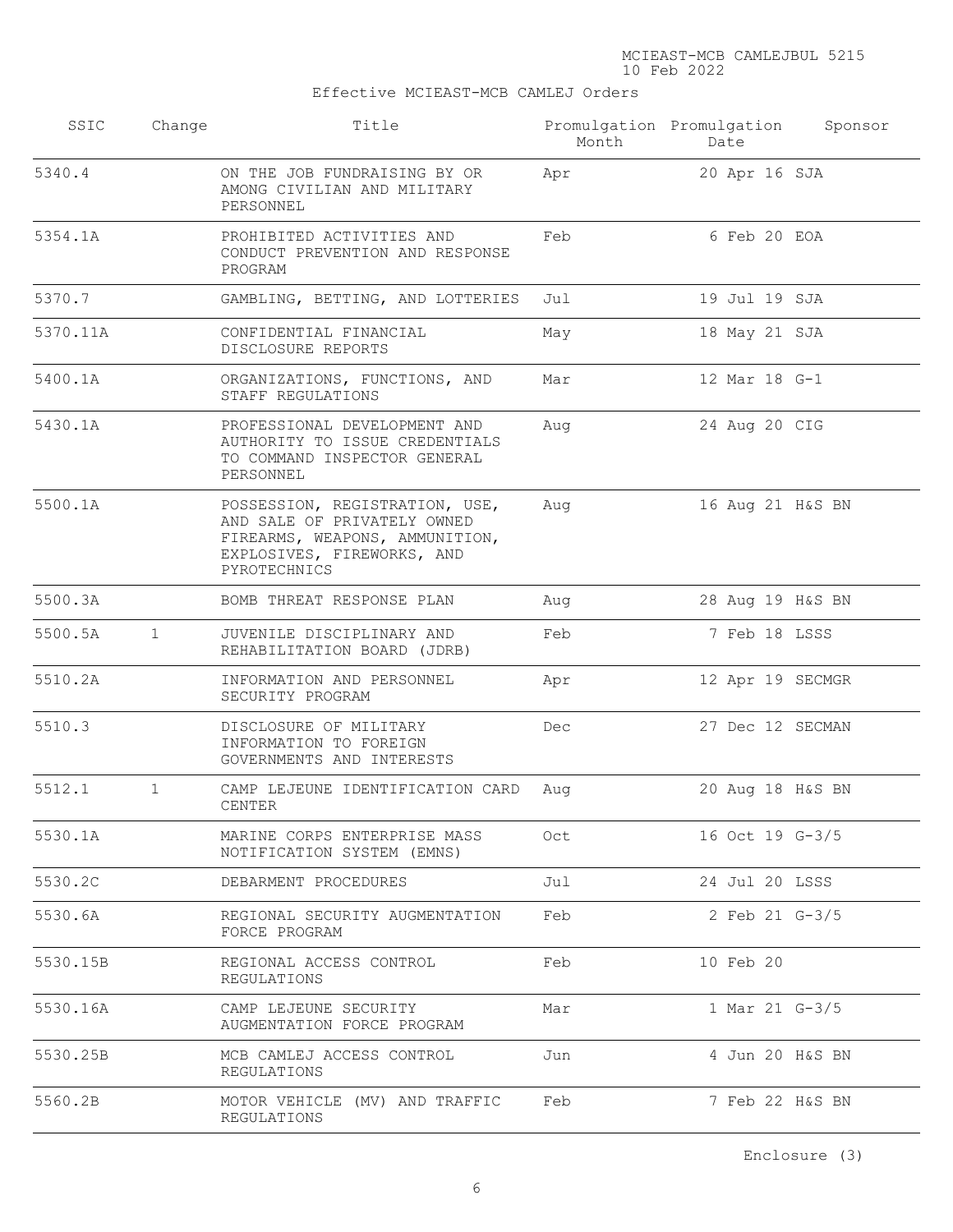Effective MCIEAST-MCB CAMLEJ Orders

| SSIC | Change | Title | Promulgation Month | Promulgation Date | Sponsor |
|---|---|---|---|---|---|
| 5340.4 | | ON THE JOB FUNDRAISING BY OR AMONG CIVILIAN AND MILITARY PERSONNEL | Apr | 20 Apr 16 | SJA |
| 5354.1A | | PROHIBITED ACTIVITIES AND CONDUCT PREVENTION AND RESPONSE PROGRAM | Feb | 6 Feb 20 | EOA |
| 5370.7 | | GAMBLING, BETTING, AND LOTTERIES | Jul | 19 Jul 19 | SJA |
| 5370.11A | | CONFIDENTIAL FINANCIAL DISCLOSURE REPORTS | May | 18 May 21 | SJA |
| 5400.1A | | ORGANIZATIONS, FUNCTIONS, AND STAFF REGULATIONS | Mar | 12 Mar 18 | G-1 |
| 5430.1A | | PROFESSIONAL DEVELOPMENT AND AUTHORITY TO ISSUE CREDENTIALS TO COMMAND INSPECTOR GENERAL PERSONNEL | Aug | 24 Aug 20 | CIG |
| 5500.1A | | POSSESSION, REGISTRATION, USE, AND SALE OF PRIVATELY OWNED FIREARMS, WEAPONS, AMMUNITION, EXPLOSIVES, FIREWORKS, AND PYROTECHNICS | Aug | 16 Aug 21 | H&S BN |
| 5500.3A | | BOMB THREAT RESPONSE PLAN | Aug | 28 Aug 19 | H&S BN |
| 5500.5A | 1 | JUVENILE DISCIPLINARY AND REHABILITATION BOARD (JDRB) | Feb | 7 Feb 18 | LSSS |
| 5510.2A | | INFORMATION AND PERSONNEL SECURITY PROGRAM | Apr | 12 Apr 19 | SECMGR |
| 5510.3 | | DISCLOSURE OF MILITARY INFORMATION TO FOREIGN GOVERNMENTS AND INTERESTS | Dec | 27 Dec 12 | SECMAN |
| 5512.1 | 1 | CAMP LEJEUNE IDENTIFICATION CARD CENTER | Aug | 20 Aug 18 | H&S BN |
| 5530.1A | | MARINE CORPS ENTERPRISE MASS NOTIFICATION SYSTEM (EMNS) | Oct | 16 Oct 19 | G-3/5 |
| 5530.2C | | DEBARMENT PROCEDURES | Jul | 24 Jul 20 | LSSS |
| 5530.6A | | REGIONAL SECURITY AUGMENTATION FORCE PROGRAM | Feb | 2 Feb 21 | G-3/5 |
| 5530.15B | | REGIONAL ACCESS CONTROL REGULATIONS | Feb | 10 Feb 20 | |
| 5530.16A | | CAMP LEJEUNE SECURITY AUGMENTATION FORCE PROGRAM | Mar | 1 Mar 21 | G-3/5 |
| 5530.25B | | MCB CAMLEJ ACCESS CONTROL REGULATIONS | Jun | 4 Jun 20 | H&S BN |
| 5560.2B | | MOTOR VEHICLE (MV) AND TRAFFIC REGULATIONS | Feb | 7 Feb 22 | H&S BN |

Enclosure (3)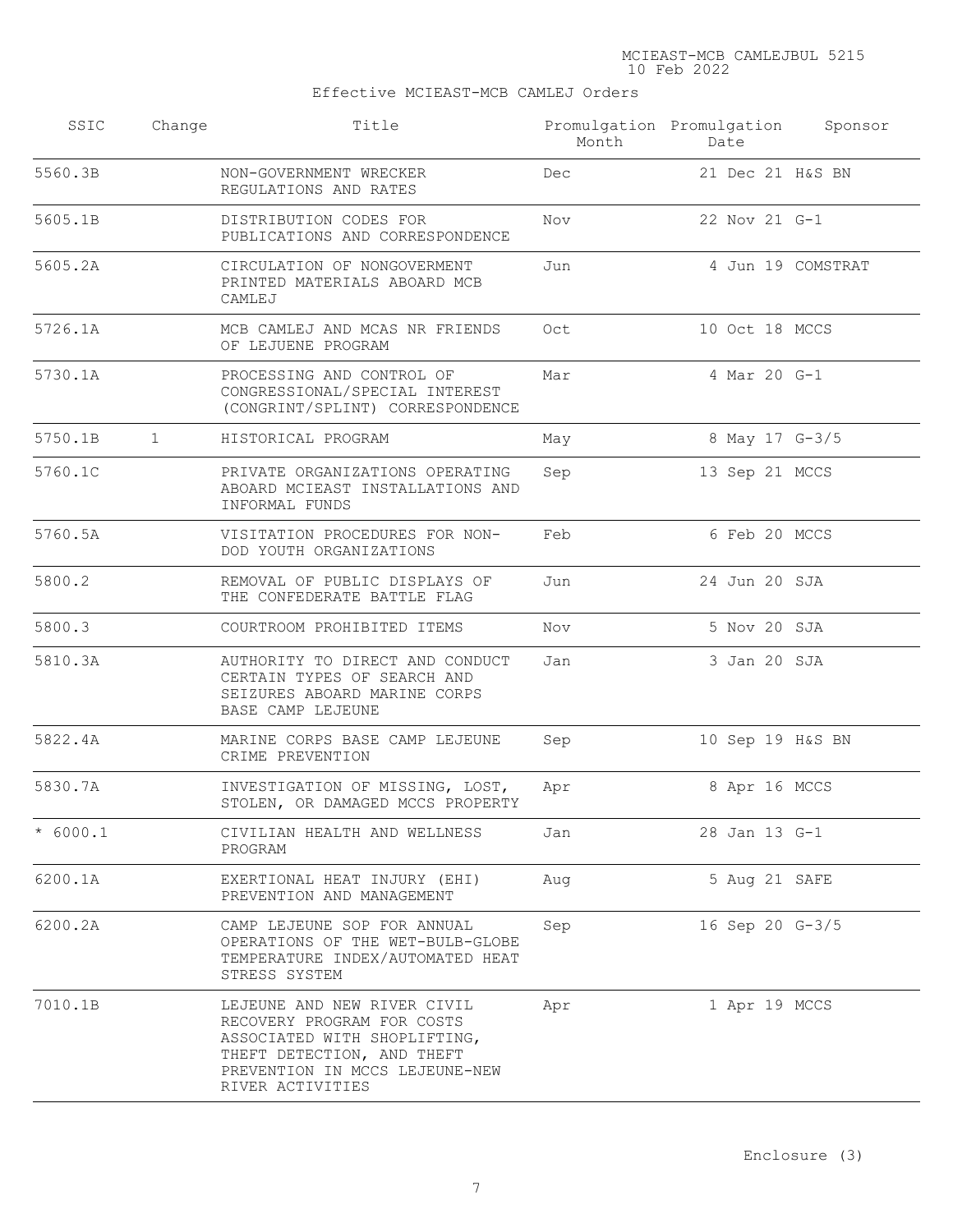Effective MCIEAST-MCB CAMLEJ Orders

| SSIC | Change | Title | Promulgation Month | Promulgation Date | Sponsor |
|---|---|---|---|---|---|
| 5560.3B | | NON-GOVERNMENT WRECKER REGULATIONS AND RATES | Dec | 21 Dec 21 | H&S BN |
| 5605.1B | | DISTRIBUTION CODES FOR PUBLICATIONS AND CORRESPONDENCE | Nov | 22 Nov 21 | G-1 |
| 5605.2A | | CIRCULATION OF NONGOVERMENT PRINTED MATERIALS ABOARD MCB CAMLEJ | Jun | 4 Jun 19 | COMSTRAT |
| 5726.1A | | MCB CAMLEJ AND MCAS NR FRIENDS OF LEJEUNE PROGRAM | Oct | 10 Oct 18 | MCCS |
| 5730.1A | | PROCESSING AND CONTROL OF CONGRESSIONAL/SPECIAL INTEREST (CONGRINT/SPLINT) CORRESPONDENCE | Mar | 4 Mar 20 | G-1 |
| 5750.1B | 1 | HISTORICAL PROGRAM | May | 8 May 17 | G-3/5 |
| 5760.1C | | PRIVATE ORGANIZATIONS OPERATING ABOARD MCIEAST INSTALLATIONS AND INFORMAL FUNDS | Sep | 13 Sep 21 | MCCS |
| 5760.5A | | VISITATION PROCEDURES FOR NON-DOD YOUTH ORGANIZATIONS | Feb | 6 Feb 20 | MCCS |
| 5800.2 | | REMOVAL OF PUBLIC DISPLAYS OF THE CONFEDERATE BATTLE FLAG | Jun | 24 Jun 20 | SJA |
| 5800.3 | | COURTROOM PROHIBITED ITEMS | Nov | 5 Nov 20 | SJA |
| 5810.3A | | AUTHORITY TO DIRECT AND CONDUCT CERTAIN TYPES OF SEARCH AND SEIZURES ABOARD MARINE CORPS BASE CAMP LEJEUNE | Jan | 3 Jan 20 | SJA |
| 5822.4A | | MARINE CORPS BASE CAMP LEJEUNE CRIME PREVENTION | Sep | 10 Sep 19 | H&S BN |
| 5830.7A | | INVESTIGATION OF MISSING, LOST, STOLEN, OR DAMAGED MCCS PROPERTY | Apr | 8 Apr 16 | MCCS |
| * 6000.1 | | CIVILIAN HEALTH AND WELLNESS PROGRAM | Jan | 28 Jan 13 | G-1 |
| 6200.1A | | EXERTIONAL HEAT INJURY (EHI) PREVENTION AND MANAGEMENT | Aug | 5 Aug 21 | SAFE |
| 6200.2A | | CAMP LEJEUNE SOP FOR ANNUAL OPERATIONS OF THE WET-BULB-GLOBE TEMPERATURE INDEX/AUTOMATED HEAT STRESS SYSTEM | Sep | 16 Sep 20 | G-3/5 |
| 7010.1B | | LEJEUNE AND NEW RIVER CIVIL RECOVERY PROGRAM FOR COSTS ASSOCIATED WITH SHOPLIFTING, THEFT DETECTION, AND THEFT PREVENTION IN MCCS LEJEUNE-NEW RIVER ACTIVITIES | Apr | 1 Apr 19 | MCCS |

Enclosure (3)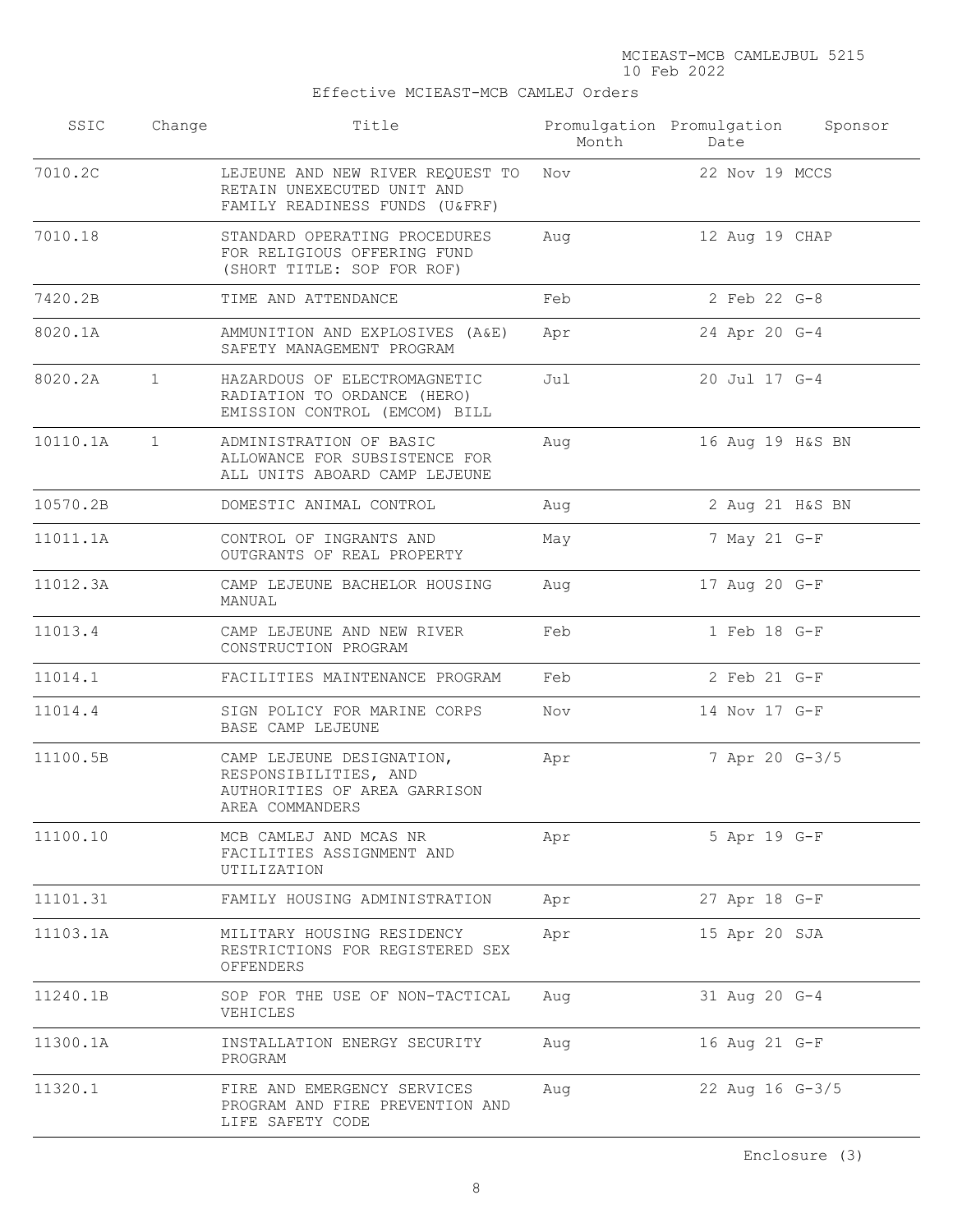Effective MCIEAST-MCB CAMLEJ Orders

| SSIC | Change | Title | Promulgation Month | Promulgation Date | Sponsor |
|---|---|---|---|---|---|
| 7010.2C | | LEJEUNE AND NEW RIVER REQUEST TO RETAIN UNEXECUTED UNIT AND FAMILY READINESS FUNDS (U&FRF) | Nov | 22 Nov 19 | MCCS |
| 7010.18 | | STANDARD OPERATING PROCEDURES FOR RELIGIOUS OFFERING FUND (SHORT TITLE: SOP FOR ROF) | Aug | 12 Aug 19 | CHAP |
| 7420.2B | | TIME AND ATTENDANCE | Feb | 2 Feb 22 | G-8 |
| 8020.1A | | AMMUNITION AND EXPLOSIVES (A&E) SAFETY MANAGEMENT PROGRAM | Apr | 24 Apr 20 | G-4 |
| 8020.2A | 1 | HAZARDOUS OF ELECTROMAGNETIC RADIATION TO ORDANCE (HERO) EMISSION CONTROL (EMCOM) BILL | Jul | 20 Jul 17 | G-4 |
| 10110.1A | 1 | ADMINISTRATION OF BASIC ALLOWANCE FOR SUBSISTENCE FOR ALL UNITS ABOARD CAMP LEJEUNE | Aug | 16 Aug 19 | H&S BN |
| 10570.2B | | DOMESTIC ANIMAL CONTROL | Aug | 2 Aug 21 | H&S BN |
| 11011.1A | | CONTROL OF INGRANTS AND OUTGRANTS OF REAL PROPERTY | May | 7 May 21 | G-F |
| 11012.3A | | CAMP LEJEUNE BACHELOR HOUSING MANUAL | Aug | 17 Aug 20 | G-F |
| 11013.4 | | CAMP LEJEUNE AND NEW RIVER CONSTRUCTION PROGRAM | Feb | 1 Feb 18 | G-F |
| 11014.1 | | FACILITIES MAINTENANCE PROGRAM | Feb | 2 Feb 21 | G-F |
| 11014.4 | | SIGN POLICY FOR MARINE CORPS BASE CAMP LEJEUNE | Nov | 14 Nov 17 | G-F |
| 11100.5B | | CAMP LEJEUNE DESIGNATION, RESPONSIBILITIES, AND AUTHORITIES OF AREA GARRISON AREA COMMANDERS | Apr | 7 Apr 20 | G-3/5 |
| 11100.10 | | MCB CAMLEJ AND MCAS NR FACILITIES ASSIGNMENT AND UTILIZATION | Apr | 5 Apr 19 | G-F |
| 11101.31 | | FAMILY HOUSING ADMINISTRATION | Apr | 27 Apr 18 | G-F |
| 11103.1A | | MILITARY HOUSING RESIDENCY RESTRICTIONS FOR REGISTERED SEX OFFENDERS | Apr | 15 Apr 20 | SJA |
| 11240.1B | | SOP FOR THE USE OF NON-TACTICAL VEHICLES | Aug | 31 Aug 20 | G-4 |
| 11300.1A | | INSTALLATION ENERGY SECURITY PROGRAM | Aug | 16 Aug 21 | G-F |
| 11320.1 | | FIRE AND EMERGENCY SERVICES PROGRAM AND FIRE PREVENTION AND LIFE SAFETY CODE | Aug | 22 Aug 16 | G-3/5 |

Enclosure (3)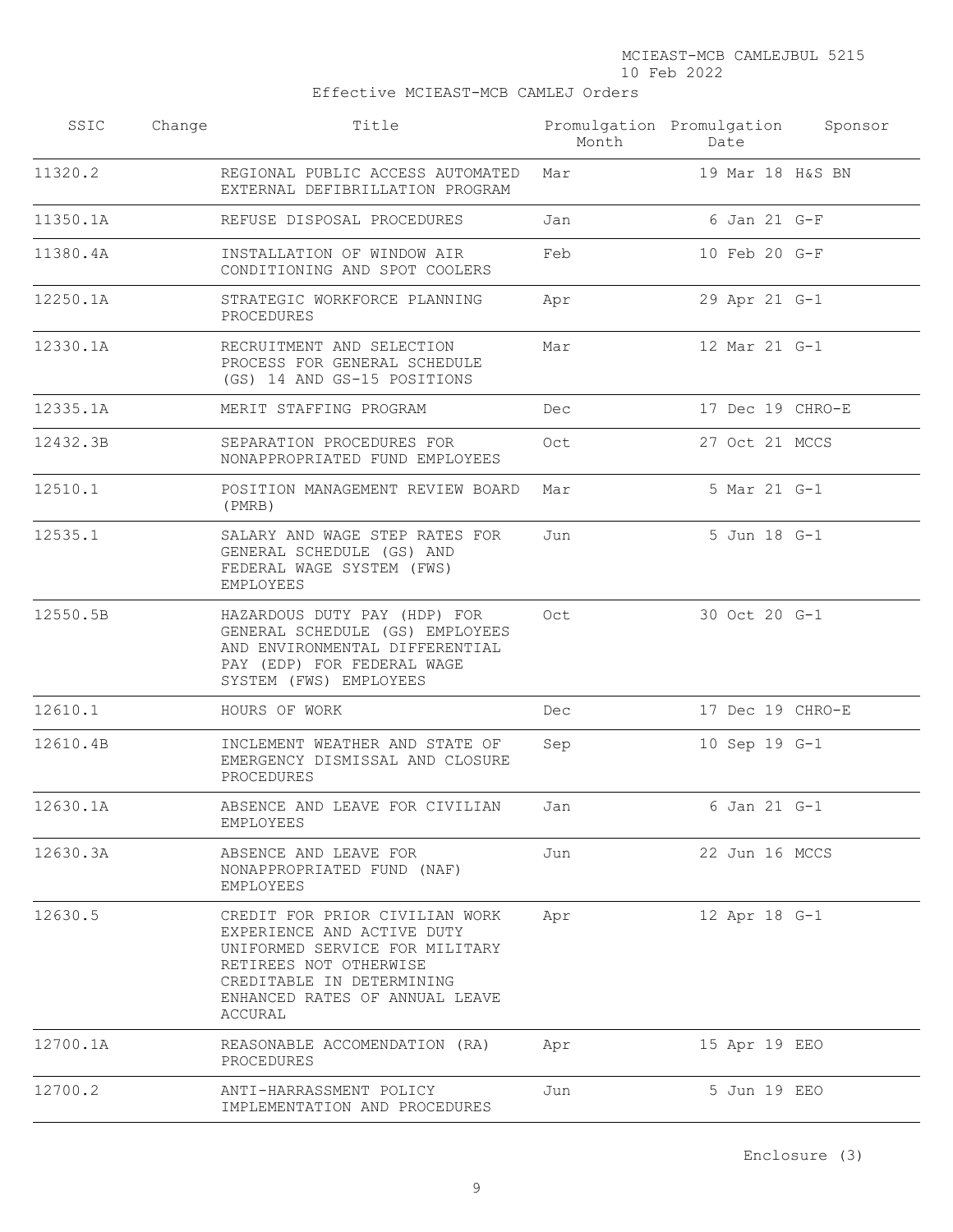Effective MCIEAST-MCB CAMLEJ Orders

| SSIC | Change | Title | Promulgation Month | Promulgation Date | Sponsor |
|---|---|---|---|---|---|
| 11320.2 | | REGIONAL PUBLIC ACCESS AUTOMATED EXTERNAL DEFIBRILLATION PROGRAM | Mar | 19 Mar 18 | H&S BN |
| 11350.1A | | REFUSE DISPOSAL PROCEDURES | Jan | 6 Jan 21 | G-F |
| 11380.4A | | INSTALLATION OF WINDOW AIR CONDITIONING AND SPOT COOLERS | Feb | 10 Feb 20 | G-F |
| 12250.1A | | STRATEGIC WORKFORCE PLANNING PROCEDURES | Apr | 29 Apr 21 | G-1 |
| 12330.1A | | RECRUITMENT AND SELECTION PROCESS FOR GENERAL SCHEDULE (GS) 14 AND GS-15 POSITIONS | Mar | 12 Mar 21 | G-1 |
| 12335.1A | | MERIT STAFFING PROGRAM | Dec | 17 Dec 19 | CHRO-E |
| 12432.3B | | SEPARATION PROCEDURES FOR NONAPPROPRIATED FUND EMPLOYEES | Oct | 27 Oct 21 | MCCS |
| 12510.1 | | POSITION MANAGEMENT REVIEW BOARD (PMRB) | Mar | 5 Mar 21 | G-1 |
| 12535.1 | | SALARY AND WAGE STEP RATES FOR GENERAL SCHEDULE (GS) AND FEDERAL WAGE SYSTEM (FWS) EMPLOYEES | Jun | 5 Jun 18 | G-1 |
| 12550.5B | | HAZARDOUS DUTY PAY (HDP) FOR GENERAL SCHEDULE (GS) EMPLOYEES AND ENVIRONMENTAL DIFFERENTIAL PAY (EDP) FOR FEDERAL WAGE SYSTEM (FWS) EMPLOYEES | Oct | 30 Oct 20 | G-1 |
| 12610.1 | | HOURS OF WORK | Dec | 17 Dec 19 | CHRO-E |
| 12610.4B | | INCLEMENT WEATHER AND STATE OF EMERGENCY DISMISSAL AND CLOSURE PROCEDURES | Sep | 10 Sep 19 | G-1 |
| 12630.1A | | ABSENCE AND LEAVE FOR CIVILIAN EMPLOYEES | Jan | 6 Jan 21 | G-1 |
| 12630.3A | | ABSENCE AND LEAVE FOR NONAPPROPRIATED FUND (NAF) EMPLOYEES | Jun | 22 Jun 16 | MCCS |
| 12630.5 | | CREDIT FOR PRIOR CIVILIAN WORK EXPERIENCE AND ACTIVE DUTY UNIFORMED SERVICE FOR MILITARY RETIREES NOT OTHERWISE CREDITABLE IN DETERMINING ENHANCED RATES OF ANNUAL LEAVE ACCURAL | Apr | 12 Apr 18 | G-1 |
| 12700.1A | | REASONABLE ACCOMENDATION (RA) PROCEDURES | Apr | 15 Apr 19 | EEO |
| 12700.2 | | ANTI-HARRASSMENT POLICY IMPLEMENTATION AND PROCEDURES | Jun | 5 Jun 19 | EEO |

Enclosure (3)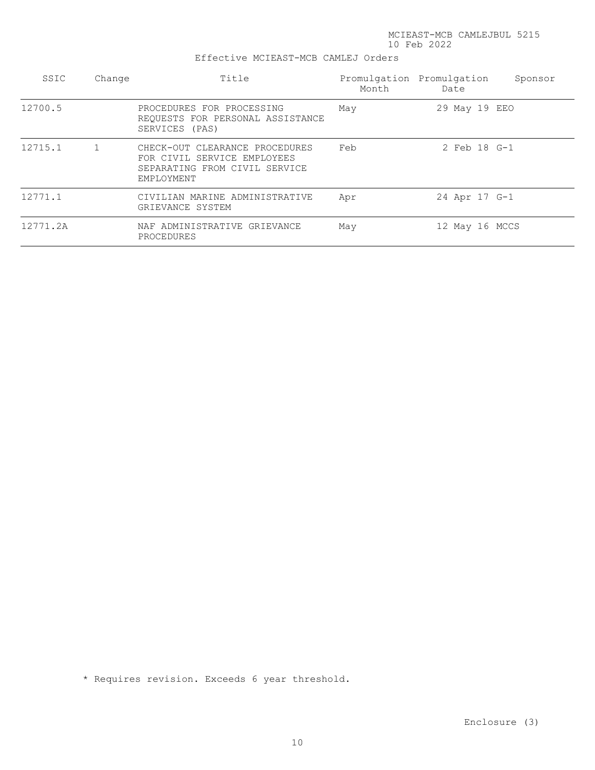Effective MCIEAST-MCB CAMLEJ Orders

| SSIC | Change | Title | Promulgation Month | Promulgation Date | Sponsor |
|---|---|---|---|---|---|
| 12700.5 | | PROCEDURES FOR PROCESSING REQUESTS FOR PERSONAL ASSISTANCE SERVICES (PAS) | May | 29 May 19 | EEO |
| 12715.1 | 1 | CHECK-OUT CLEARANCE PROCEDURES FOR CIVIL SERVICE EMPLOYEES SEPARATING FROM CIVIL SERVICE EMPLOYMENT | Feb | 2 Feb 18 | G-1 |
| 12771.1 | | CIVILIAN MARINE ADMINISTRATIVE GRIEVANCE SYSTEM | Apr | 24 Apr 17 | G-1 |
| 12771.2A | | NAF ADMINISTRATIVE GRIEVANCE PROCEDURES | May | 12 May 16 | MCCS |

* Requires revision. Exceeds 6 year threshold.

Enclosure (3)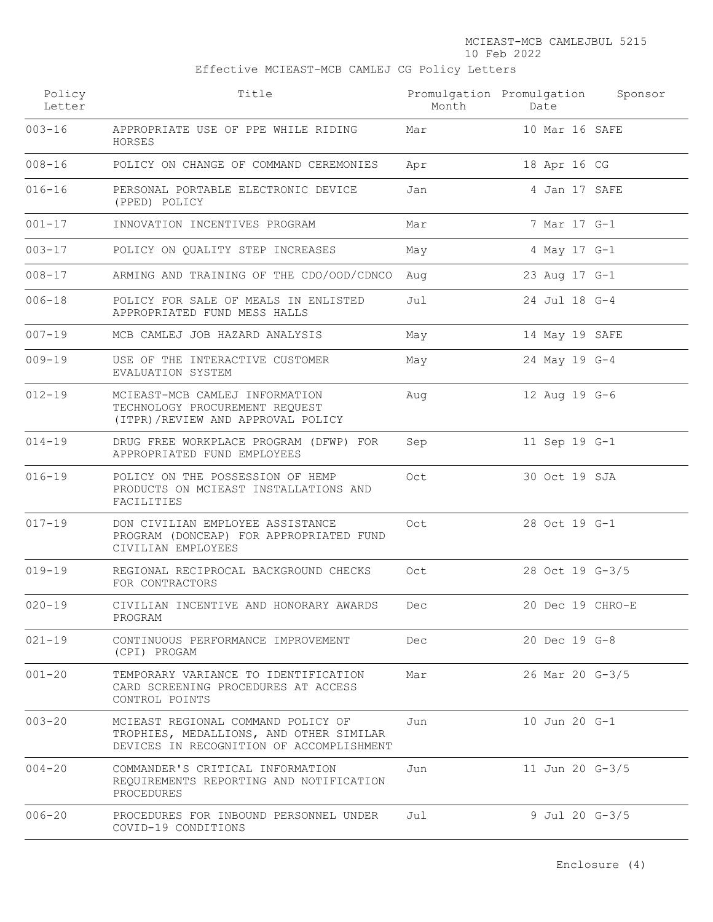MCIEAST-MCB CAMLEJBUL 5215
10 Feb 2022

Effective MCIEAST-MCB CAMLEJ CG Policy Letters

| Policy Letter | Title | Promulgation Month | Promulgation Date | Sponsor |
|---|---|---|---|---|
| 003-16 | APPROPRIATE USE OF PPE WHILE RIDING HORSES | Mar | 10 Mar 16 | SAFE |
| 008-16 | POLICY ON CHANGE OF COMMAND CEREMONIES | Apr | 18 Apr 16 | CG |
| 016-16 | PERSONAL PORTABLE ELECTRONIC DEVICE (PPED) POLICY | Jan | 4 Jan 17 | SAFE |
| 001-17 | INNOVATION INCENTIVES PROGRAM | Mar | 7 Mar 17 | G-1 |
| 003-17 | POLICY ON QUALITY STEP INCREASES | May | 4 May 17 | G-1 |
| 008-17 | ARMING AND TRAINING OF THE CDO/OOD/CDNCO | Aug | 23 Aug 17 | G-1 |
| 006-18 | POLICY FOR SALE OF MEALS IN ENLISTED APPROPRIATED FUND MESS HALLS | Jul | 24 Jul 18 | G-4 |
| 007-19 | MCB CAMLEJ JOB HAZARD ANALYSIS | May | 14 May 19 | SAFE |
| 009-19 | USE OF THE INTERACTIVE CUSTOMER EVALUATION SYSTEM | May | 24 May 19 | G-4 |
| 012-19 | MCIEAST-MCB CAMLEJ INFORMATION TECHNOLOGY PROCUREMENT REQUEST (ITPR)/REVIEW AND APPROVAL POLICY | Aug | 12 Aug 19 | G-6 |
| 014-19 | DRUG FREE WORKPLACE PROGRAM (DFWP) FOR APPROPRIATED FUND EMPLOYEES | Sep | 11 Sep 19 | G-1 |
| 016-19 | POLICY ON THE POSSESSION OF HEMP PRODUCTS ON MCIEAST INSTALLATIONS AND FACILITIES | Oct | 30 Oct 19 | SJA |
| 017-19 | DON CIVILIAN EMPLOYEE ASSISTANCE PROGRAM (DONCEAP) FOR APPROPRIATED FUND CIVILIAN EMPLOYEES | Oct | 28 Oct 19 | G-1 |
| 019-19 | REGIONAL RECIPROCAL BACKGROUND CHECKS FOR CONTRACTORS | Oct | 28 Oct 19 | G-3/5 |
| 020-19 | CIVILIAN INCENTIVE AND HONORARY AWARDS PROGRAM | Dec | 20 Dec 19 | CHRO-E |
| 021-19 | CONTINUOUS PERFORMANCE IMPROVEMENT (CPI) PROGAM | Dec | 20 Dec 19 | G-8 |
| 001-20 | TEMPORARY VARIANCE TO IDENTIFICATION CARD SCREENING PROCEDURES AT ACCESS CONTROL POINTS | Mar | 26 Mar 20 | G-3/5 |
| 003-20 | MCIEAST REGIONAL COMMAND POLICY OF TROPHIES, MEDALLIONS, AND OTHER SIMILAR DEVICES IN RECOGNITION OF ACCOMPLISHMENT | Jun | 10 Jun 20 | G-1 |
| 004-20 | COMMANDER'S CRITICAL INFORMATION REQUIREMENTS REPORTING AND NOTIFICATION PROCEDURES | Jun | 11 Jun 20 | G-3/5 |
| 006-20 | PROCEDURES FOR INBOUND PERSONNEL UNDER COVID-19 CONDITIONS | Jul | 9 Jul 20 | G-3/5 |

Enclosure (4)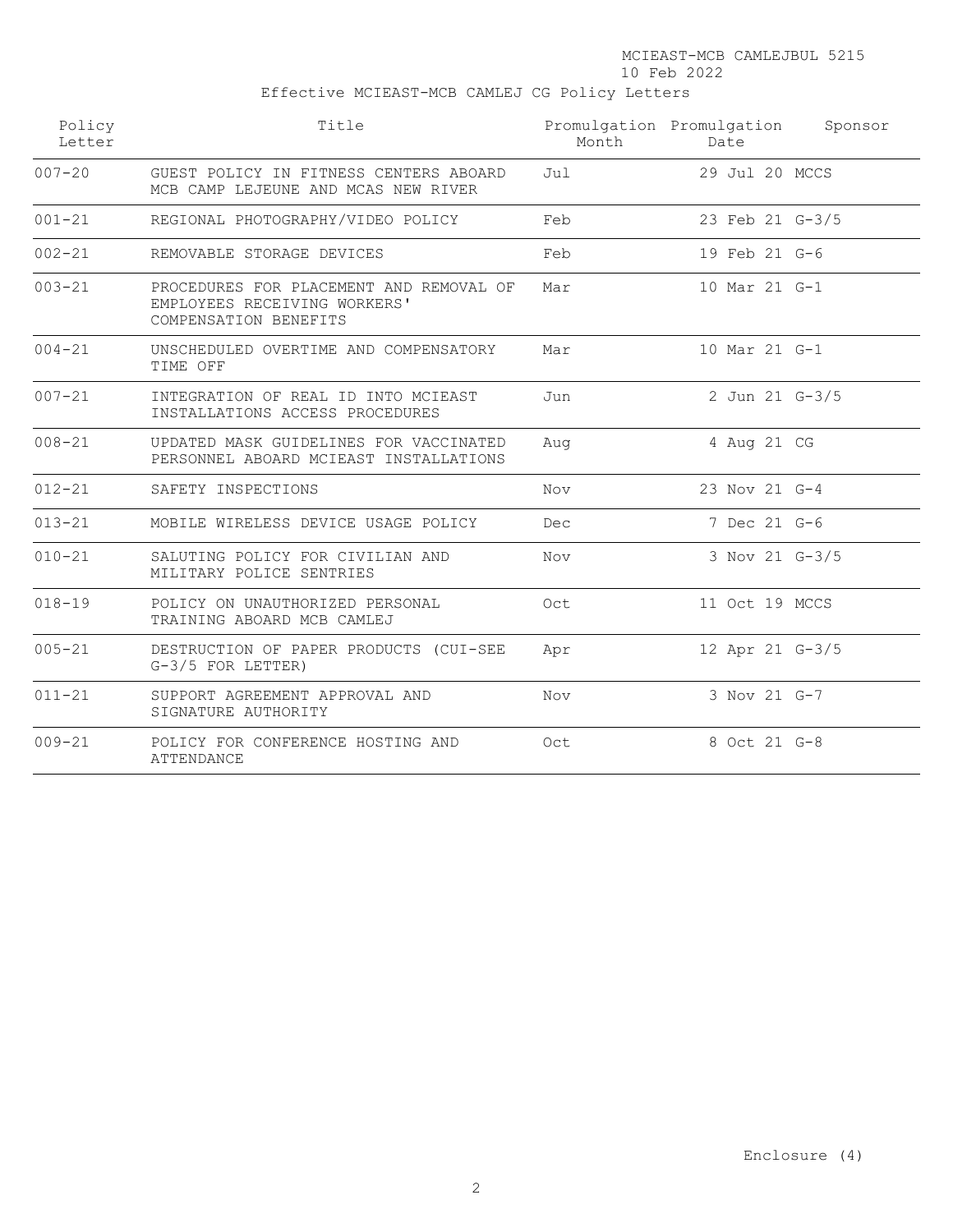Effective MCIEAST-MCB CAMLEJ CG Policy Letters

| Policy Letter | Title | Promulgation Month | Promulgation Date | Sponsor |
|---|---|---|---|---|
| 007-20 | GUEST POLICY IN FITNESS CENTERS ABOARD MCB CAMP LEJEUNE AND MCAS NEW RIVER | Jul | 29 Jul 20 | MCCS |
| 001-21 | REGIONAL PHOTOGRAPHY/VIDEO POLICY | Feb | 23 Feb 21 | G-3/5 |
| 002-21 | REMOVABLE STORAGE DEVICES | Feb | 19 Feb 21 | G-6 |
| 003-21 | PROCEDURES FOR PLACEMENT AND REMOVAL OF EMPLOYEES RECEIVING WORKERS' COMPENSATION BENEFITS | Mar | 10 Mar 21 | G-1 |
| 004-21 | UNSCHEDULED OVERTIME AND COMPENSATORY TIME OFF | Mar | 10 Mar 21 | G-1 |
| 007-21 | INTEGRATION OF REAL ID INTO MCIEAST INSTALLATIONS ACCESS PROCEDURES | Jun | 2 Jun 21 | G-3/5 |
| 008-21 | UPDATED MASK GUIDELINES FOR VACCINATED PERSONNEL ABOARD MCIEAST INSTALLATIONS | Aug | 4 Aug 21 | CG |
| 012-21 | SAFETY INSPECTIONS | Nov | 23 Nov 21 | G-4 |
| 013-21 | MOBILE WIRELESS DEVICE USAGE POLICY | Dec | 7 Dec 21 | G-6 |
| 010-21 | SALUTING POLICY FOR CIVILIAN AND MILITARY POLICE SENTRIES | Nov | 3 Nov 21 | G-3/5 |
| 018-19 | POLICY ON UNAUTHORIZED PERSONAL TRAINING ABOARD MCB CAMLEJ | Oct | 11 Oct 19 | MCCS |
| 005-21 | DESTRUCTION OF PAPER PRODUCTS (CUI-SEE G-3/5 FOR LETTER) | Apr | 12 Apr 21 | G-3/5 |
| 011-21 | SUPPORT AGREEMENT APPROVAL AND SIGNATURE AUTHORITY | Nov | 3 Nov 21 | G-7 |
| 009-21 | POLICY FOR CONFERENCE HOSTING AND ATTENDANCE | Oct | 8 Oct 21 | G-8 |

Enclosure (4)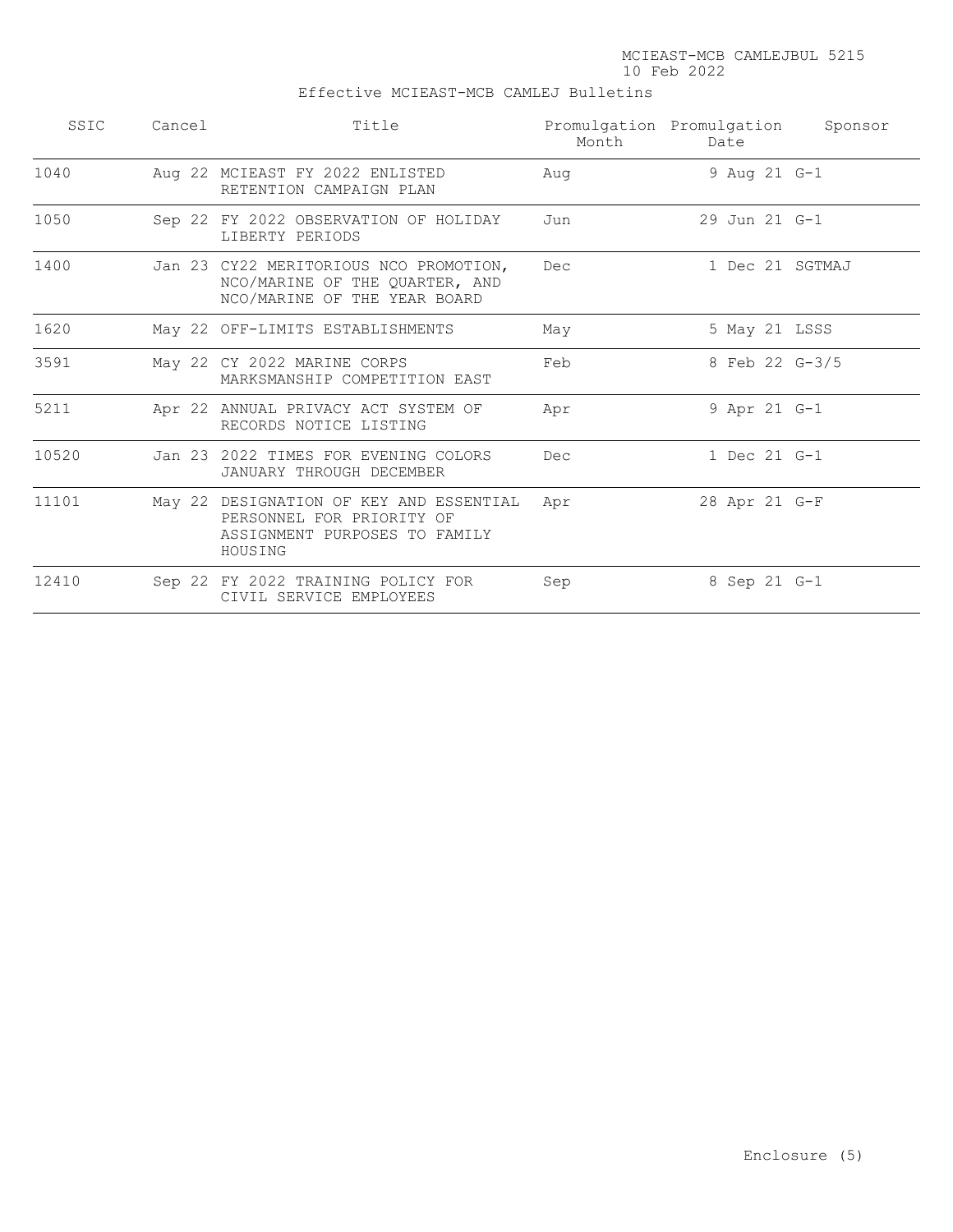MCIEAST-MCB CAMLEJBUL 5215
10 Feb 2022

Effective MCIEAST-MCB CAMLEJ Bulletins

| SSIC | Cancel | Title | Promulgation Month | Promulgation Date | Sponsor |
| --- | --- | --- | --- | --- | --- |
| 1040 | Aug 22 | MCIEAST FY 2022 ENLISTED RETENTION CAMPAIGN PLAN | Aug | 9 Aug 21 | G-1 |
| 1050 | Sep 22 | FY 2022 OBSERVATION OF HOLIDAY LIBERTY PERIODS | Jun | 29 Jun 21 | G-1 |
| 1400 | Jan 23 | CY22 MERITORIOUS NCO PROMOTION, NCO/MARINE OF THE QUARTER, AND NCO/MARINE OF THE YEAR BOARD | Dec | 1 Dec 21 | SGTMAJ |
| 1620 | May 22 | OFF-LIMITS ESTABLISHMENTS | May | 5 May 21 | LSSS |
| 3591 | May 22 | CY 2022 MARINE CORPS MARKSMANSHIP COMPETITION EAST | Feb | 8 Feb 22 | G-3/5 |
| 5211 | Apr 22 | ANNUAL PRIVACY ACT SYSTEM OF RECORDS NOTICE LISTING | Apr | 9 Apr 21 | G-1 |
| 10520 | Jan 23 | 2022 TIMES FOR EVENING COLORS JANUARY THROUGH DECEMBER | Dec | 1 Dec 21 | G-1 |
| 11101 | May 22 | DESIGNATION OF KEY AND ESSENTIAL PERSONNEL FOR PRIORITY OF ASSIGNMENT PURPOSES TO FAMILY HOUSING | Apr | 28 Apr 21 | G-F |
| 12410 | Sep 22 | FY 2022 TRAINING POLICY FOR CIVIL SERVICE EMPLOYEES | Sep | 8 Sep 21 | G-1 |

Enclosure (5)